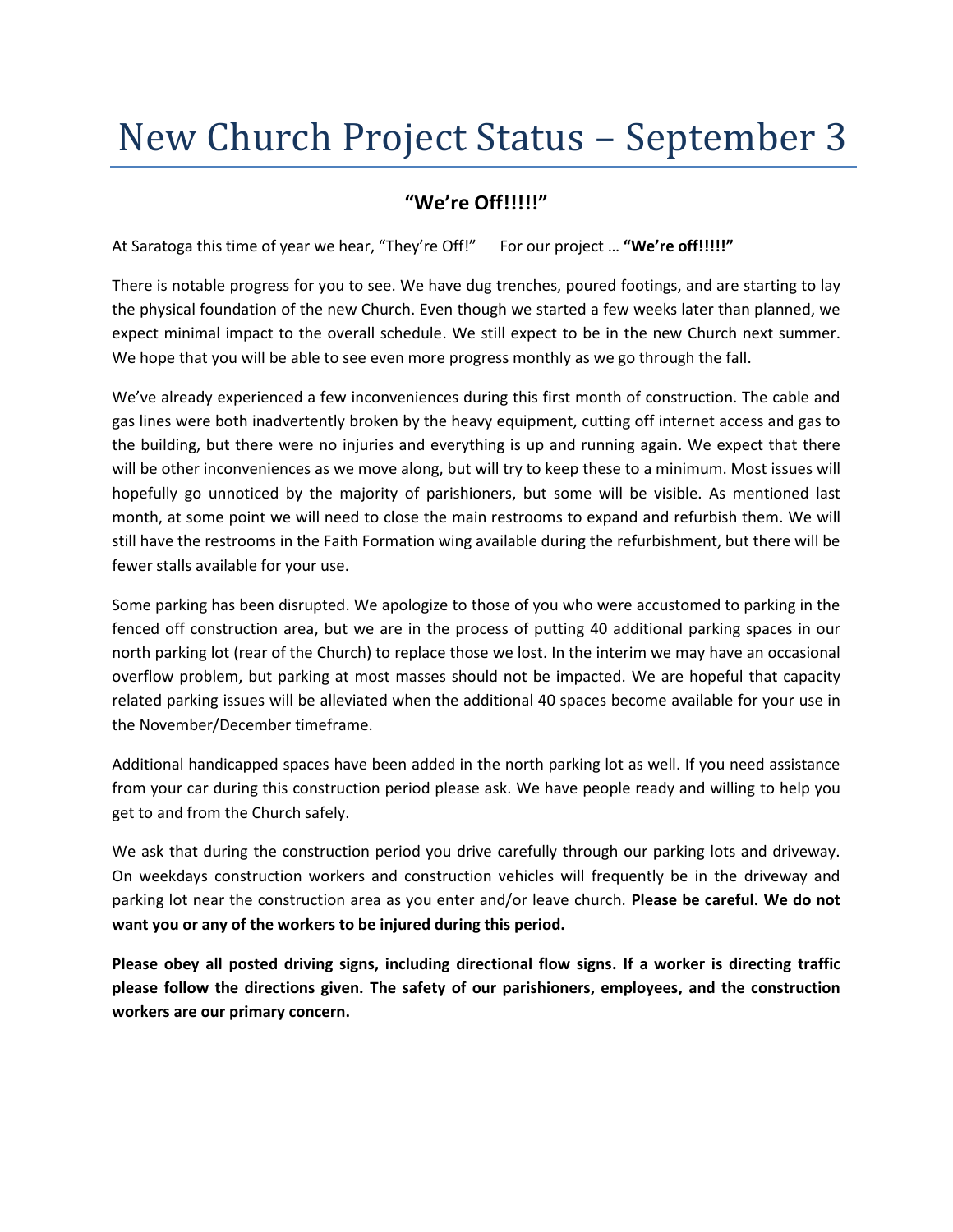# New Church Project Status – September 3

## "We're Off!!!!!"

At Saratoga this time of year we hear, "They're Off!"   For our project … **"We're off!!!!!"**

There is notable progress for you to see. We have dug trenches, poured footings, and are starting to lay the physical foundation of the new Church. Even though we started a few weeks later than planned, we expect minimal impact to the overall schedule. We still expect to be in the new Church next summer. We hope that you will be able to see even more progress monthly as we go through the fall.

We've already experienced a few inconveniences during this first month of construction. The cable and gas lines were both inadvertently broken by the heavy equipment, cutting off internet access and gas to the building, but there were no injuries and everything is up and running again. We expect that there will be other inconveniences as we move along, but will try to keep these to a minimum. Most issues will hopefully go unnoticed by the majority of parishioners, but some will be visible. As mentioned last month, at some point we will need to close the main restrooms to expand and refurbish them. We will still have the restrooms in the Faith Formation wing available during the refurbishment, but there will be fewer stalls available for your use.

Some parking has been disrupted. We apologize to those of you who were accustomed to parking in the fenced off construction area, but we are in the process of putting 40 additional parking spaces in our north parking lot (rear of the Church) to replace those we lost. In the interim we may have an occasional overflow problem, but parking at most masses should not be impacted. We are hopeful that capacity related parking issues will be alleviated when the additional 40 spaces become available for your use in the November/December timeframe.

Additional handicapped spaces have been added in the north parking lot as well. If you need assistance from your car during this construction period please ask. We have people ready and willing to help you get to and from the Church safely.

We ask that during the construction period you drive carefully through our parking lots and driveway. On weekdays construction workers and construction vehicles will frequently be in the driveway and parking lot near the construction area as you enter and/or leave church. **Please be careful. We do not want you or any of the workers to be injured during this period.**

**Please obey all posted driving signs, including directional flow signs. If a worker is directing traffic please follow the directions given. The safety of our parishioners, employees, and the construction workers are our primary concern.**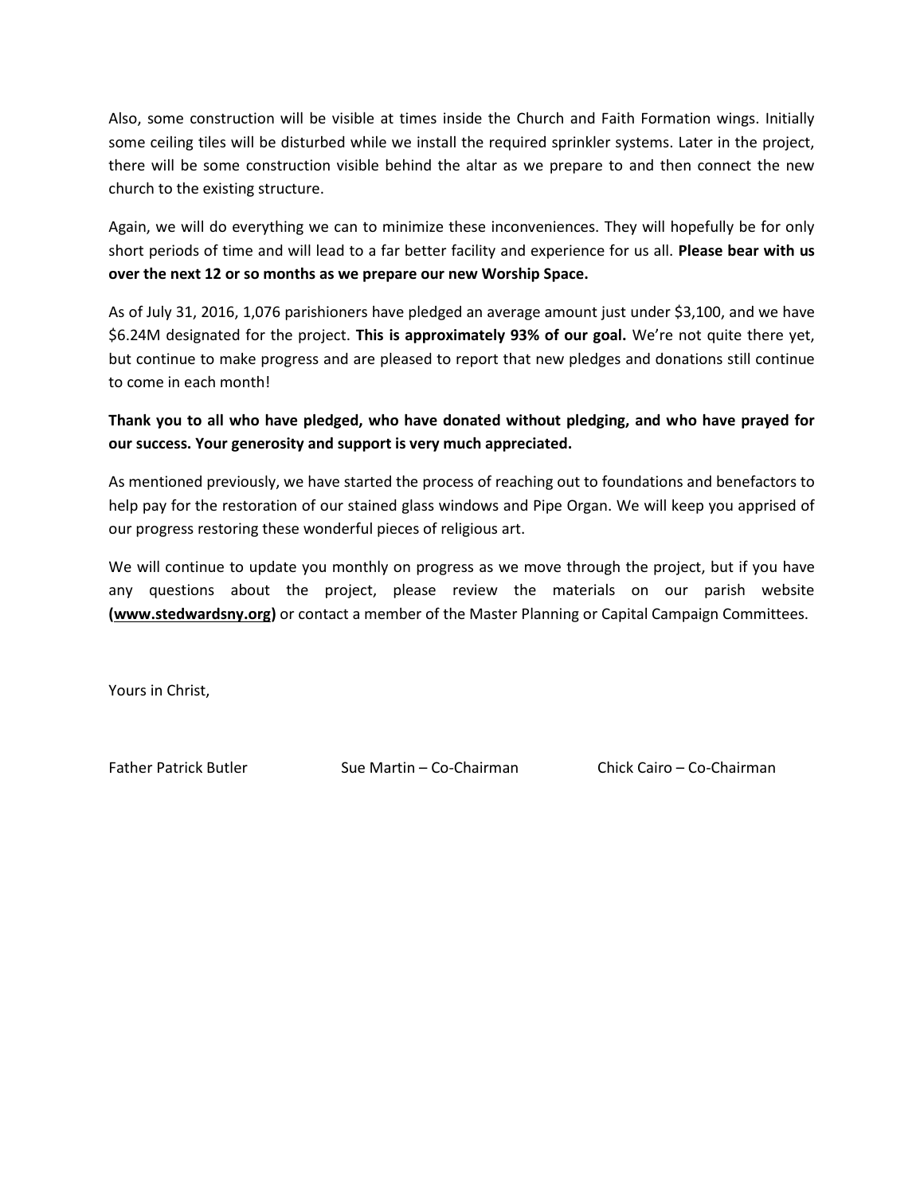Also, some construction will be visible at times inside the Church and Faith Formation wings. Initially some ceiling tiles will be disturbed while we install the required sprinkler systems. Later in the project, there will be some construction visible behind the altar as we prepare to and then connect the new church to the existing structure.

Again, we will do everything we can to minimize these inconveniences. They will hopefully be for only short periods of time and will lead to a far better facility and experience for us all. **Please bear with us over the next 12 or so months as we prepare our new Worship Space.**

As of July 31, 2016, 1,076 parishioners have pledged an average amount just under $3,100, and we have $6.24M designated for the project. **This is approximately 93% of our goal.** We're not quite there yet, but continue to make progress and are pleased to report that new pledges and donations still continue to come in each month!

**Thank you to all who have pledged, who have donated without pledging, and who have prayed for our success. Your generosity and support is very much appreciated.**

As mentioned previously, we have started the process of reaching out to foundations and benefactors to help pay for the restoration of our stained glass windows and Pipe Organ. We will keep you apprised of our progress restoring these wonderful pieces of religious art.

We will continue to update you monthly on progress as we move through the project, but if you have any questions about the project, please review the materials on our parish website **(www.stedwardsny.org)** or contact a member of the Master Planning or Capital Campaign Committees.

Yours in Christ,

Father Patrick Butler

Sue Martin – Co-Chairman

Chick Cairo – Co-Chairman